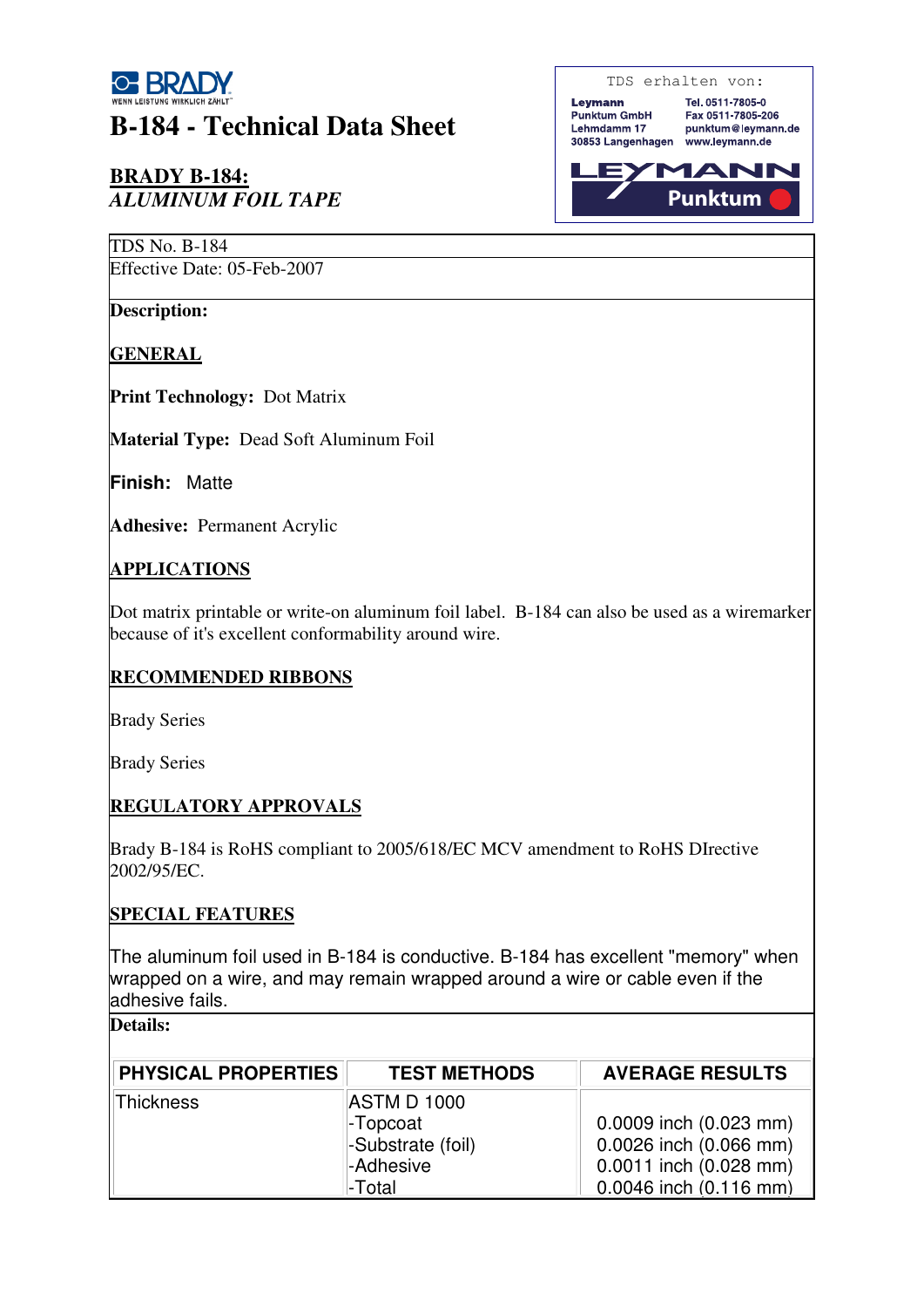BRADY
WENN LEISTUNG WIRKLICH ZÄHLT

# B-184 - Technical Data Sheet

TDS erhalten von:

Leymann
Punktum GmbH
Lehmdamm 17
30853 Langenhagen

Tel. 0511-7805-0
Fax 0511-7805-206
punktum@leymann.de
www.leymann.de

LEYMANN Punktum

## BRADY B-184:
## *ALUMINUM FOIL TAPE*

TDS No. B-184
Effective Date: 05-Feb-2007

**Description:**

**GENERAL**

**Print Technology:** Dot Matrix

**Material Type:** Dead Soft Aluminum Foil

**Finish:** Matte

**Adhesive:** Permanent Acrylic

**APPLICATIONS**

Dot matrix printable or write-on aluminum foil label. B-184 can also be used as a wiremarker because of it's excellent conformability around wire.

**RECOMMENDED RIBBONS**

Brady Series

Brady Series

**REGULATORY APPROVALS**

Brady B-184 is RoHS compliant to 2005/618/EC MCV amendment to RoHS DIrective 2002/95/EC.

**SPECIAL FEATURES**

The aluminum foil used in B-184 is conductive. B-184 has excellent "memory" when wrapped on a wire, and may remain wrapped around a wire or cable even if the adhesive fails.

**Details:**

| PHYSICAL PROPERTIES | TEST METHODS | AVERAGE RESULTS |
|---|---|---|
| Thickness | ASTM D 1000 | |
| | -Topcoat | 0.0009 inch (0.023 mm) |
| | -Substrate (foil) | 0.0026 inch (0.066 mm) |
| | -Adhesive | 0.0011 inch (0.028 mm) |
| | -Total | 0.0046 inch (0.116 mm) |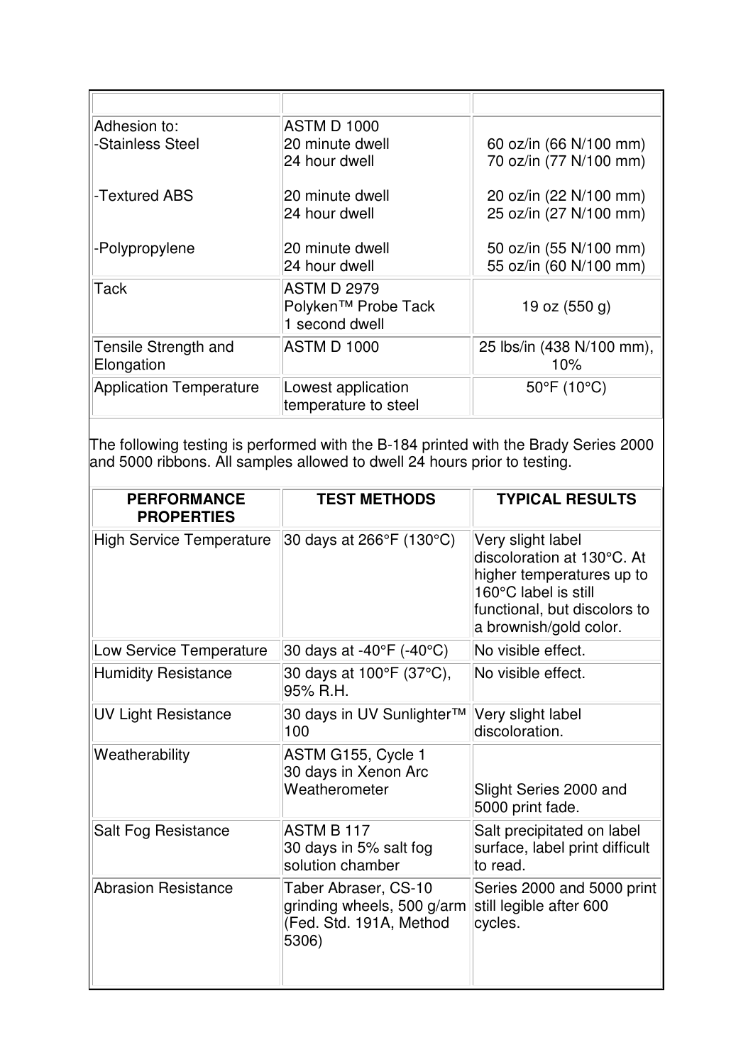| | | |
|---|---|---|
| Adhesion to:<br>-Stainless Steel<br><br><br>-Textured ABS<br><br><br>-Polypropylene | ASTM D 1000<br>20 minute dwell<br>24 hour dwell<br><br>20 minute dwell<br>24 hour dwell<br><br>20 minute dwell<br>24 hour dwell | <br>60 oz/in (66 N/100 mm)<br>70 oz/in (77 N/100 mm)<br><br>20 oz/in (22 N/100 mm)<br>25 oz/in (27 N/100 mm)<br><br>50 oz/in (55 N/100 mm)<br>55 oz/in (60 N/100 mm) |
| Tack | ASTM D 2979<br>Polyken™ Probe Tack<br>1 second dwell | 19 oz (550 g) |
| Tensile Strength and Elongation | ASTM D 1000 | 25 lbs/in (438 N/100 mm), 10% |
| Application Temperature | Lowest application temperature to steel | 50°F (10°C) |

The following testing is performed with the B-184 printed with the Brady Series 2000 and 5000 ribbons. All samples allowed to dwell 24 hours prior to testing.

| PERFORMANCE PROPERTIES | TEST METHODS | TYPICAL RESULTS |
|---|---|---|
| High Service Temperature | 30 days at 266°F (130°C) | Very slight label discoloration at 130°C. At higher temperatures up to 160°C label is still functional, but discolors to a brownish/gold color. |
| Low Service Temperature | 30 days at -40°F (-40°C) | No visible effect. |
| Humidity Resistance | 30 days at 100°F (37°C), 95% R.H. | No visible effect. |
| UV Light Resistance | 30 days in UV Sunlighter™ 100 | Very slight label discoloration. |
| Weatherability | ASTM G155, Cycle 1<br>30 days in Xenon Arc Weatherometer | Slight Series 2000 and 5000 print fade. |
| Salt Fog Resistance | ASTM B 117<br>30 days in 5% salt fog solution chamber | Salt precipitated on label surface, label print difficult to read. |
| Abrasion Resistance | Taber Abraser, CS-10 grinding wheels, 500 g/arm (Fed. Std. 191A, Method 5306) | Series 2000 and 5000 print still legible after 600 cycles. |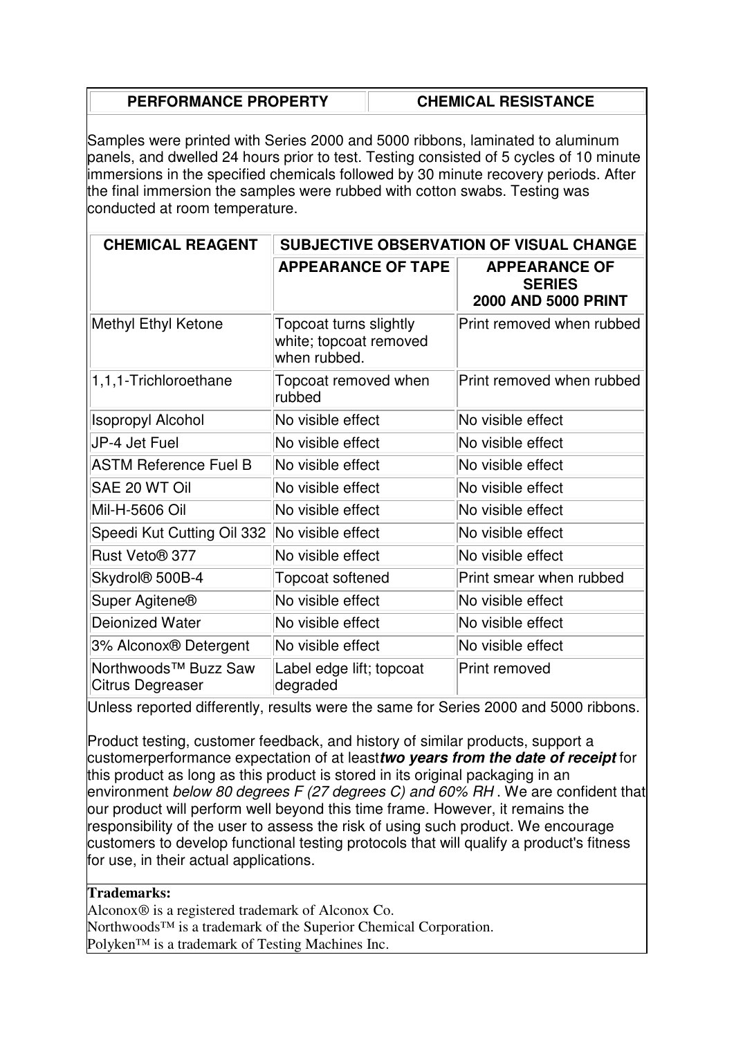| PERFORMANCE PROPERTY | CHEMICAL RESISTANCE |
|---|---|

Samples were printed with Series 2000 and 5000 ribbons, laminated to aluminum panels, and dwelled 24 hours prior to test. Testing consisted of 5 cycles of 10 minute immersions in the specified chemicals followed by 30 minute recovery periods. After the final immersion the samples were rubbed with cotton swabs. Testing was conducted at room temperature.

| CHEMICAL REAGENT | SUBJECTIVE OBSERVATION OF VISUAL CHANGE | |
|---|---|---|
| | **APPEARANCE OF TAPE** | **APPEARANCE OF SERIES 2000 AND 5000 PRINT** |
| Methyl Ethyl Ketone | Topcoat turns slightly white; topcoat removed when rubbed. | Print removed when rubbed |
| 1,1,1-Trichloroethane | Topcoat removed when rubbed | Print removed when rubbed |
| Isopropyl Alcohol | No visible effect | No visible effect |
| JP-4 Jet Fuel | No visible effect | No visible effect |
| ASTM Reference Fuel B | No visible effect | No visible effect |
| SAE 20 WT Oil | No visible effect | No visible effect |
| Mil-H-5606 Oil | No visible effect | No visible effect |
| Speedi Kut Cutting Oil 332 | No visible effect | No visible effect |
| Rust Veto® 377 | No visible effect | No visible effect |
| Skydrol® 500B-4 | Topcoat softened | Print smear when rubbed |
| Super Agitene® | No visible effect | No visible effect |
| Deionized Water | No visible effect | No visible effect |
| 3% Alconox® Detergent | No visible effect | No visible effect |
| Northwoods™ Buzz Saw Citrus Degreaser | Label edge lift; topcoat degraded | Print removed |

Unless reported differently, results were the same for Series 2000 and 5000 ribbons.

Product testing, customer feedback, and history of similar products, support a customerperformance expectation of at least***two years from the date of receipt*** for this product as long as this product is stored in its original packaging in an environment *below 80 degrees F (27 degrees C) and 60% RH* . We are confident that our product will perform well beyond this time frame. However, it remains the responsibility of the user to assess the risk of using such product. We encourage customers to develop functional testing protocols that will qualify a product's fitness for use, in their actual applications.

**Trademarks:**

Alconox® is a registered trademark of Alconox Co.
Northwoods™ is a trademark of the Superior Chemical Corporation.
Polyken™ is a trademark of Testing Machines Inc.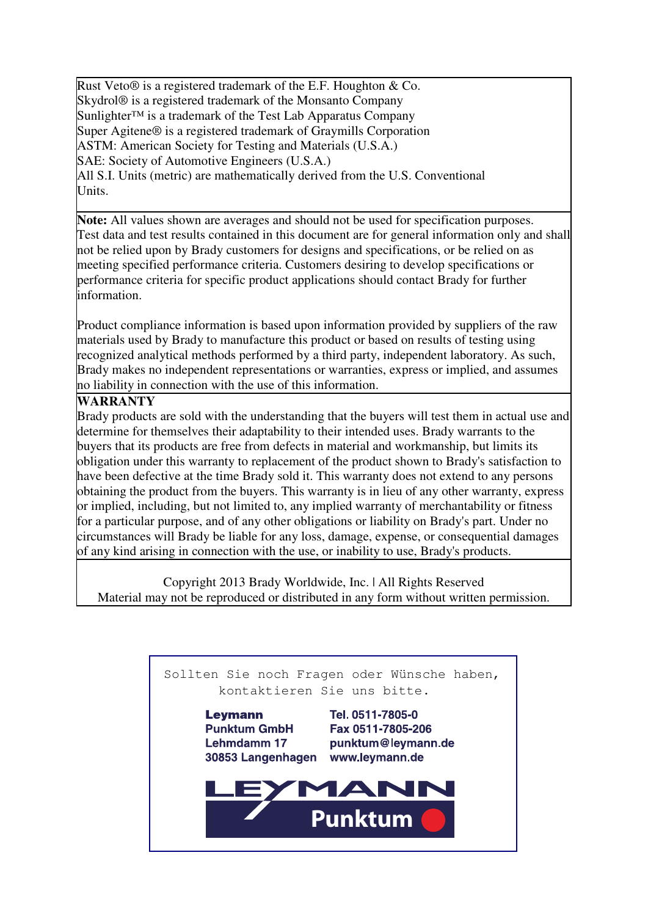Rust Veto® is a registered trademark of the E.F. Houghton & Co.
Skydrol® is a registered trademark of the Monsanto Company
Sunlighter™ is a trademark of the Test Lab Apparatus Company
Super Agitene® is a registered trademark of Graymills Corporation
ASTM: American Society for Testing and Materials (U.S.A.)
SAE: Society of Automotive Engineers (U.S.A.)
All S.I. Units (metric) are mathematically derived from the U.S. Conventional Units.

**Note:** All values shown are averages and should not be used for specification purposes. Test data and test results contained in this document are for general information only and shall not be relied upon by Brady customers for designs and specifications, or be relied on as meeting specified performance criteria. Customers desiring to develop specifications or performance criteria for specific product applications should contact Brady for further information.

Product compliance information is based upon information provided by suppliers of the raw materials used by Brady to manufacture this product or based on results of testing using recognized analytical methods performed by a third party, independent laboratory. As such, Brady makes no independent representations or warranties, express or implied, and assumes no liability in connection with the use of this information.

**WARRANTY**

Brady products are sold with the understanding that the buyers will test them in actual use and determine for themselves their adaptability to their intended uses. Brady warrants to the buyers that its products are free from defects in material and workmanship, but limits its obligation under this warranty to replacement of the product shown to Brady's satisfaction to have been defective at the time Brady sold it. This warranty does not extend to any persons obtaining the product from the buyers. This warranty is in lieu of any other warranty, express or implied, including, but not limited to, any implied warranty of merchantability or fitness for a particular purpose, and of any other obligations or liability on Brady's part. Under no circumstances will Brady be liable for any loss, damage, expense, or consequential damages of any kind arising in connection with the use, or inability to use, Brady's products.

Copyright 2013 Brady Worldwide, Inc. | All Rights Reserved
Material may not be reproduced or distributed in any form without written permission.

Sollten Sie noch Fragen oder Wünsche haben, kontaktieren Sie uns bitte.

**Leymann**
**Punktum GmbH**
**Lehmdamm 17**
**30853 Langenhagen**

**Tel. 0511-7805-0**
**Fax 0511-7805-206**
**punktum@leymann.de**
**www.leymann.de**

LEYMANN Punktum